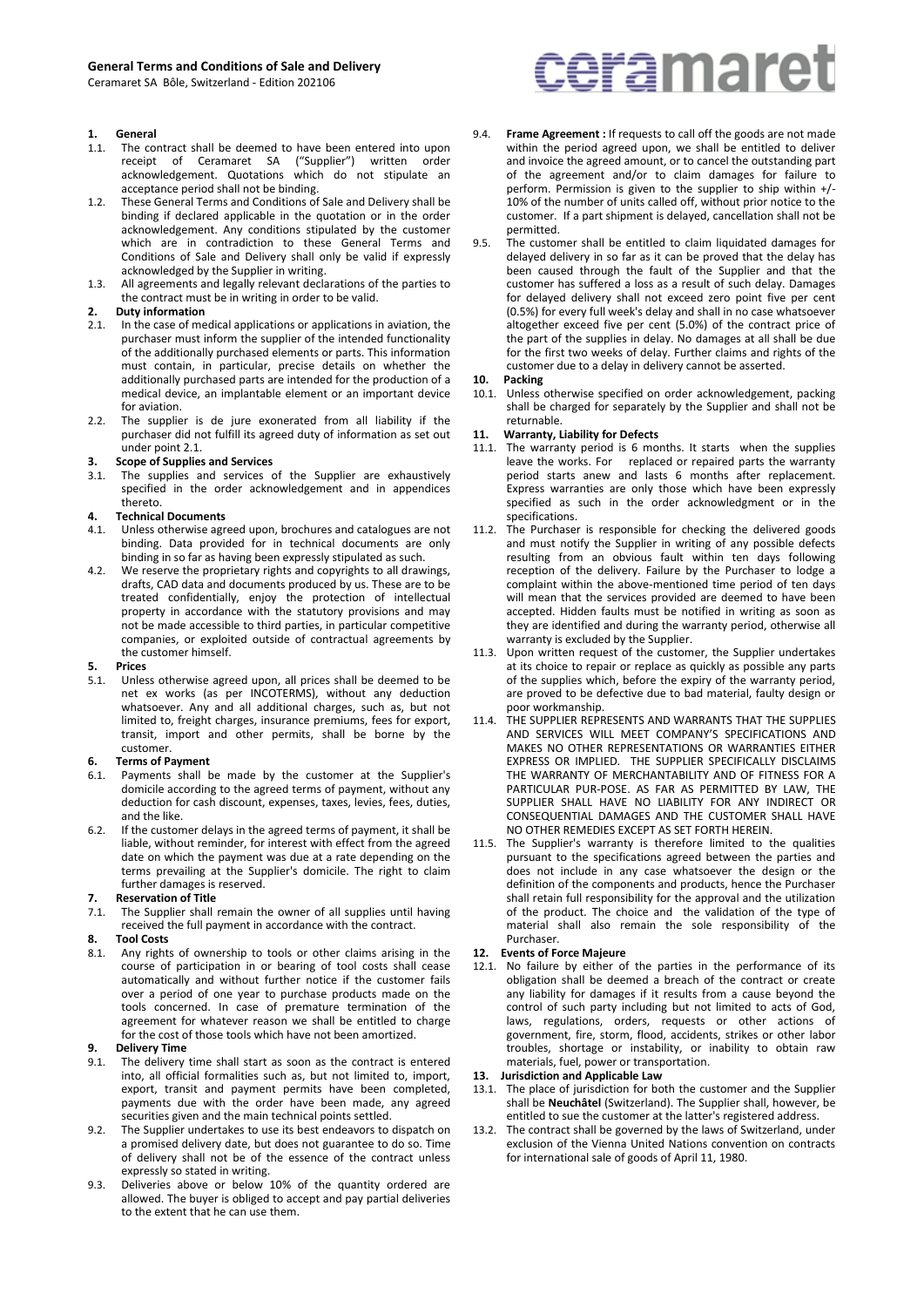# General Terms and Conditions of Sale and Delivery

Ceramaret SA Bôle, Switzerland - Edition 202106

ceramaret

## 1. General

1.1. The contract shall be deemed to have been entered into upon receipt of Ceramaret SA ("Supplier") written order acknowledgement. Quotations which do not stipulate an acceptance period shall not be binding.

1.2. These General Terms and Conditions of Sale and Delivery shall be binding if declared applicable in the quotation or in the order acknowledgement. Any conditions stipulated by the customer which are in contradiction to these General Terms and Conditions of Sale and Delivery shall only be valid if expressly acknowledged by the Supplier in writing.

1.3. All agreements and legally relevant declarations of the parties to the contract must be in writing in order to be valid.

## 2. Duty information

2.1. In the case of medical applications or applications in aviation, the purchaser must inform the supplier of the intended functionality of the additionally purchased elements or parts. This information must contain, in particular, precise details on whether the additionally purchased parts are intended for the production of a medical device, an implantable element or an important device for aviation.

2.2. The supplier is de jure exonerated from all liability if the purchaser did not fulfill its agreed duty of information as set out under point 2.1.

## 3. Scope of Supplies and Services

3.1. The supplies and services of the Supplier are exhaustively specified in the order acknowledgement and in appendices thereto.

## 4. Technical Documents

4.1. Unless otherwise agreed upon, brochures and catalogues are not binding. Data provided for in technical documents are only binding in so far as having been expressly stipulated as such.

4.2. We reserve the proprietary rights and copyrights to all drawings, drafts, CAD data and documents produced by us. These are to be treated confidentially, enjoy the protection of intellectual property in accordance with the statutory provisions and may not be made accessible to third parties, in particular competitive companies, or exploited outside of contractual agreements by the customer himself.

## 5. Prices

5.1. Unless otherwise agreed upon, all prices shall be deemed to be net ex works (as per INCOTERMS), without any deduction whatsoever. Any and all additional charges, such as, but not limited to, freight charges, insurance premiums, fees for export, transit, import and other permits, shall be borne by the customer.

## 6. Terms of Payment

6.1. Payments shall be made by the customer at the Supplier's domicile according to the agreed terms of payment, without any deduction for cash discount, expenses, taxes, levies, fees, duties, and the like.

6.2. If the customer delays in the agreed terms of payment, it shall be liable, without reminder, for interest with effect from the agreed date on which the payment was due at a rate depending on the terms prevailing at the Supplier's domicile. The right to claim further damages is reserved.

## 7. Reservation of Title

7.1. The Supplier shall remain the owner of all supplies until having received the full payment in accordance with the contract.

## 8. Tool Costs

8.1. Any rights of ownership to tools or other claims arising in the course of participation in or bearing of tool costs shall cease automatically and without further notice if the customer fails over a period of one year to purchase products made on the tools concerned. In case of premature termination of the agreement for whatever reason we shall be entitled to charge for the cost of those tools which have not been amortized.

## 9. Delivery Time

9.1. The delivery time shall start as soon as the contract is entered into, all official formalities such as, but not limited to, import, export, transit and payment permits have been completed, payments due with the order have been made, any agreed securities given and the main technical points settled.

9.2. The Supplier undertakes to use its best endeavors to dispatch on a promised delivery date, but does not guarantee to do so. Time of delivery shall not be of the essence of the contract unless expressly so stated in writing.

9.3. Deliveries above or below 10% of the quantity ordered are allowed. The buyer is obliged to accept and pay partial deliveries to the extent that he can use them.

9.4. **Frame Agreement :** If requests to call off the goods are not made within the period agreed upon, we shall be entitled to deliver and invoice the agreed amount, or to cancel the outstanding part of the agreement and/or to claim damages for failure to perform. Permission is given to the supplier to ship within +/- 10% of the number of units called off, without prior notice to the customer. If a part shipment is delayed, cancellation shall not be permitted.

9.5. The customer shall be entitled to claim liquidated damages for delayed delivery in so far as it can be proved that the delay has been caused through the fault of the Supplier and that the customer has suffered a loss as a result of such delay. Damages for delayed delivery shall not exceed zero point five per cent (0.5%) for every full week's delay and shall in no case whatsoever altogether exceed five per cent (5.0%) of the contract price of the part of the supplies in delay. No damages at all shall be due for the first two weeks of delay. Further claims and rights of the customer due to a delay in delivery cannot be asserted.

## 10. Packing

10.1. Unless otherwise specified on order acknowledgement, packing shall be charged for separately by the Supplier and shall not be returnable.

## 11. Warranty, Liability for Defects

11.1. The warranty period is 6 months. It starts when the supplies leave the works. For replaced or repaired parts the warranty period starts anew and lasts 6 months after replacement. Express warranties are only those which have been expressly specified as such in the order acknowledgment or in the specifications.

11.2. The Purchaser is responsible for checking the delivered goods and must notify the Supplier in writing of any possible defects resulting from an obvious fault within ten days following reception of the delivery. Failure by the Purchaser to lodge a complaint within the above-mentioned time period of ten days will mean that the services provided are deemed to have been accepted. Hidden faults must be notified in writing as soon as they are identified and during the warranty period, otherwise all warranty is excluded by the Supplier.

11.3. Upon written request of the customer, the Supplier undertakes at its choice to repair or replace as quickly as possible any parts of the supplies which, before the expiry of the warranty period, are proved to be defective due to bad material, faulty design or poor workmanship.

11.4. THE SUPPLIER REPRESENTS AND WARRANTS THAT THE SUPPLIES AND SERVICES WILL MEET COMPANY'S SPECIFICATIONS AND MAKES NO OTHER REPRESENTATIONS OR WARRANTIES EITHER EXPRESS OR IMPLIED. THE SUPPLIER SPECIFICALLY DISCLAIMS THE WARRANTY OF MERCHANTABILITY AND OF FITNESS FOR A PARTICULAR PUR-POSE. AS FAR AS PERMITTED BY LAW, THE SUPPLIER SHALL HAVE NO LIABILITY FOR ANY INDIRECT OR CONSEQUENTIAL DAMAGES AND THE CUSTOMER SHALL HAVE NO OTHER REMEDIES EXCEPT AS SET FORTH HEREIN.

11.5. The Supplier's warranty is therefore limited to the qualities pursuant to the specifications agreed between the parties and does not include in any case whatsoever the design or the definition of the components and products, hence the Purchaser shall retain full responsibility for the approval and the utilization of the product. The choice and the validation of the type of material shall also remain the sole responsibility of the Purchaser.

## 12. Events of Force Majeure

12.1. No failure by either of the parties in the performance of its obligation shall be deemed a breach of the contract or create any liability for damages if it results from a cause beyond the control of such party including but not limited to acts of God, laws, regulations, orders, requests or other actions of government, fire, storm, flood, accidents, strikes or other labor troubles, shortage or instability, or inability to obtain raw materials, fuel, power or transportation.

## 13. Jurisdiction and Applicable Law

13.1. The place of jurisdiction for both the customer and the Supplier shall be **Neuchâtel** (Switzerland). The Supplier shall, however, be entitled to sue the customer at the latter's registered address.

13.2. The contract shall be governed by the laws of Switzerland, under exclusion of the Vienna United Nations convention on contracts for international sale of goods of April 11, 1980.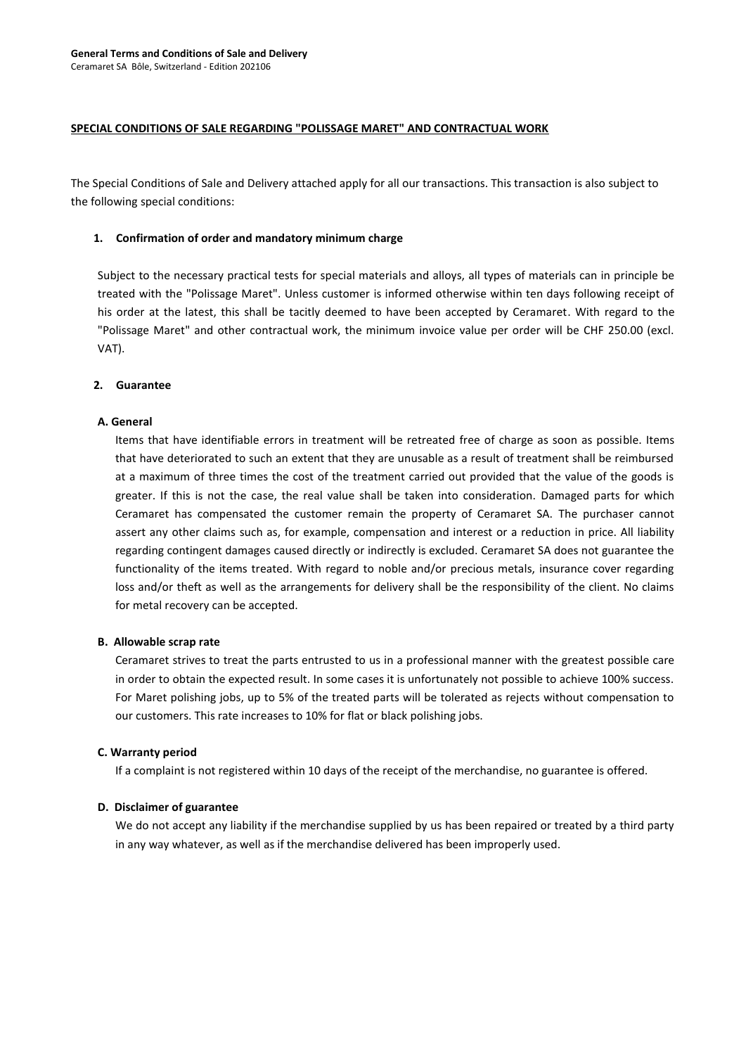## SPECIAL CONDITIONS OF SALE REGARDING "POLISSAGE MARET" AND CONTRACTUAL WORK

The Special Conditions of Sale and Delivery attached apply for all our transactions. This transaction is also subject to the following special conditions:

### 1. Confirmation of order and mandatory minimum charge

Subject to the necessary practical tests for special materials and alloys, all types of materials can in principle be treated with the "Polissage Maret". Unless customer is informed otherwise within ten days following receipt of his order at the latest, this shall be tacitly deemed to have been accepted by Ceramaret. With regard to the "Polissage Maret" and other contractual work, the minimum invoice value per order will be CHF 250.00 (excl. VAT).

### 2. Guarantee

**A. General**

Items that have identifiable errors in treatment will be retreated free of charge as soon as possible. Items that have deteriorated to such an extent that they are unusable as a result of treatment shall be reimbursed at a maximum of three times the cost of the treatment carried out provided that the value of the goods is greater. If this is not the case, the real value shall be taken into consideration. Damaged parts for which Ceramaret has compensated the customer remain the property of Ceramaret SA. The purchaser cannot assert any other claims such as, for example, compensation and interest or a reduction in price. All liability regarding contingent damages caused directly or indirectly is excluded. Ceramaret SA does not guarantee the functionality of the items treated. With regard to noble and/or precious metals, insurance cover regarding loss and/or theft as well as the arrangements for delivery shall be the responsibility of the client. No claims for metal recovery can be accepted.

**B. Allowable scrap rate**

Ceramaret strives to treat the parts entrusted to us in a professional manner with the greatest possible care in order to obtain the expected result. In some cases it is unfortunately not possible to achieve 100% success. For Maret polishing jobs, up to 5% of the treated parts will be tolerated as rejects without compensation to our customers. This rate increases to 10% for flat or black polishing jobs.

**C. Warranty period**

If a complaint is not registered within 10 days of the receipt of the merchandise, no guarantee is offered.

**D. Disclaimer of guarantee**

We do not accept any liability if the merchandise supplied by us has been repaired or treated by a third party in any way whatever, as well as if the merchandise delivered has been improperly used.